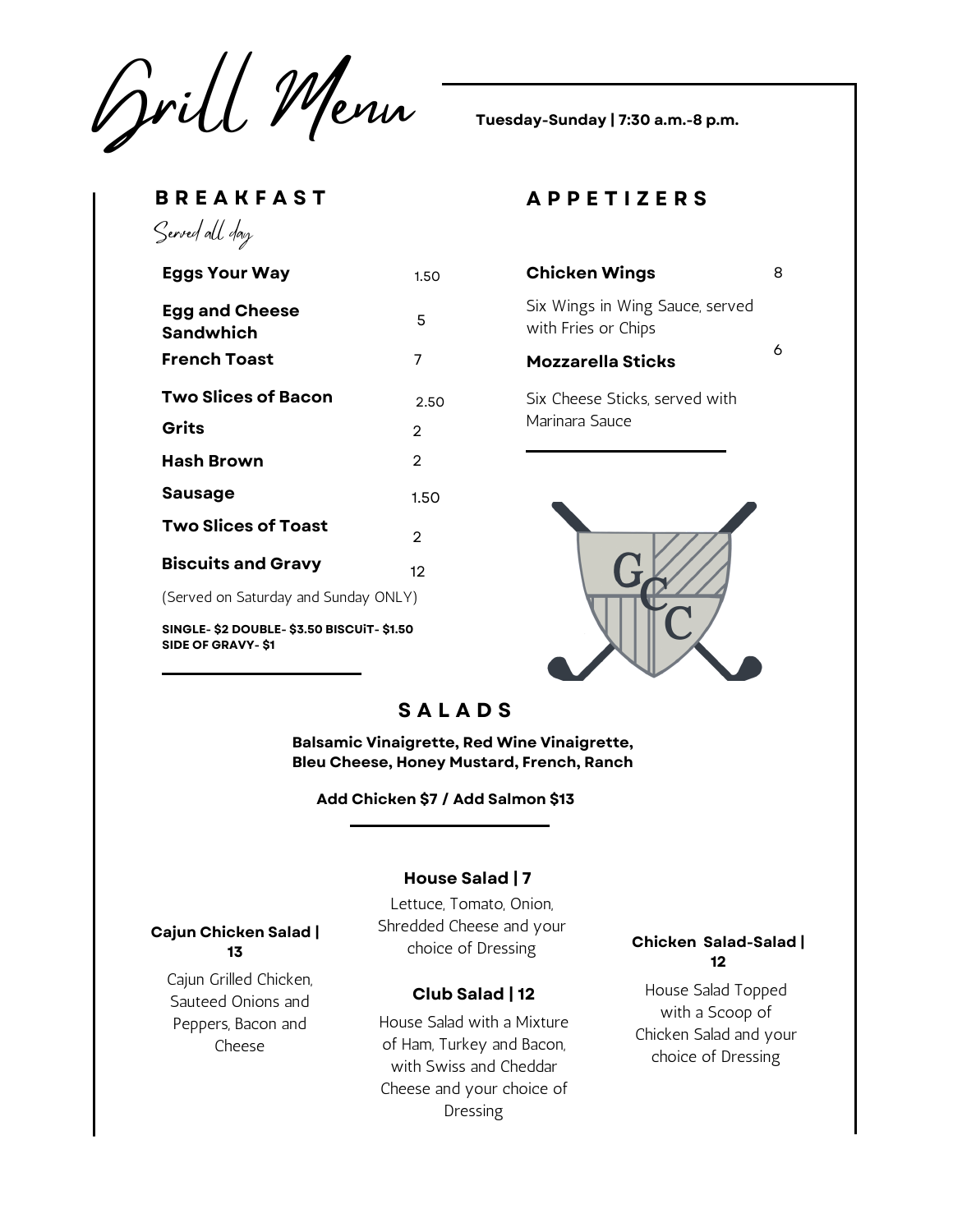# Grill Menu

**Tuesday-Sunday | 7:30 a.m.-8 p.m.**

## BREAKFAST

*Served all day*

| | |
|---|---|
| **Eggs Your Way** | 1.50 |
| **Egg and Cheese Sandwhich** | 5 |
| **French Toast** | 7 |
| **Two Slices of Bacon** | 2.50 |
| **Grits** | 2 |
| **Hash Brown** | 2 |
| **Sausage** | 1.50 |
| **Two Slices of Toast** | 2 |
| **Biscuits and Gravy** | 12 |

(Served on Saturday and Sunday ONLY)

**SINGLE- $2 DOUBLE- $3.50 BISCUiT- $1.50 SIDE OF GRAVY- $1**

## APPETIZERS

**Chicken Wings** 8

Six Wings in Wing Sauce, served with Fries or Chips

**Mozzarella Sticks** 6

Six Cheese Sticks, served with Marinara Sauce

## SALADS

**Balsamic Vinaigrette, Red Wine Vinaigrette, Bleu Cheese, Honey Mustard, French, Ranch**

**Add Chicken $7 / Add Salmon $13**

### House Salad | 7

Lettuce, Tomato, Onion, Shredded Cheese and your choice of Dressing

### Cajun Chicken Salad | 13

Cajun Grilled Chicken, Sauteed Onions and Peppers, Bacon and Cheese

### Club Salad | 12

House Salad with a Mixture of Ham, Turkey and Bacon, with Swiss and Cheddar Cheese and your choice of Dressing

### Chicken Salad-Salad | 12

House Salad Topped with a Scoop of Chicken Salad and your choice of Dressing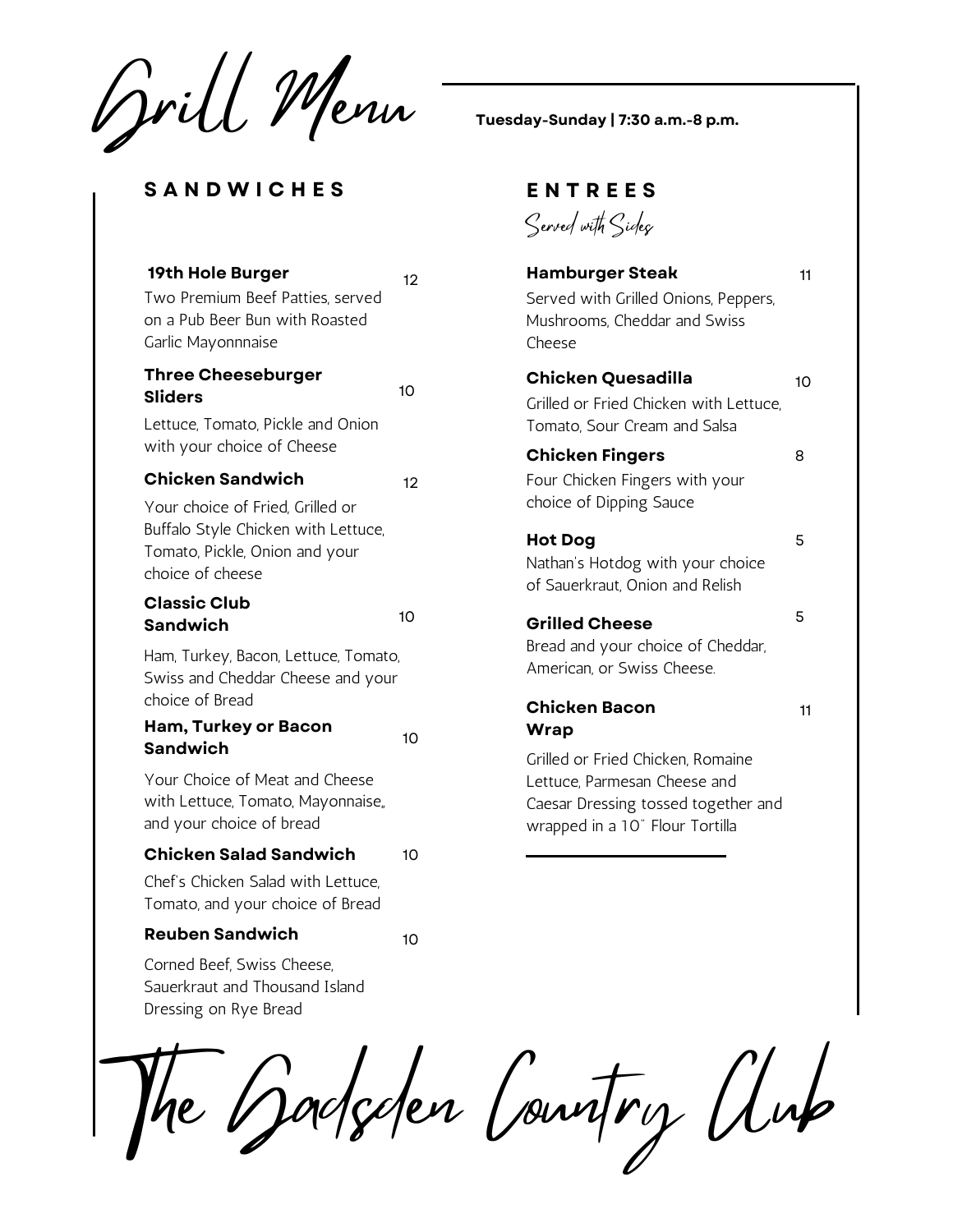# Grill Menu

**Tuesday-Sunday | 7:30 a.m.-8 p.m.**

## SANDWICHES

**19th Hole Burger** 12
Two Premium Beef Patties, served on a Pub Beer Bun with Roasted Garlic Mayonnnaise

**Three Cheeseburger Sliders** 10
Lettuce, Tomato, Pickle and Onion with your choice of Cheese

**Chicken Sandwich** 12
Your choice of Fried, Grilled or Buffalo Style Chicken with Lettuce, Tomato, Pickle, Onion and your choice of cheese

**Classic Club Sandwich** 10
Ham, Turkey, Bacon, Lettuce, Tomato, Swiss and Cheddar Cheese and your choice of Bread

**Ham, Turkey or Bacon Sandwich** 10
Your Choice of Meat and Cheese with Lettuce, Tomato, Mayonnaise,, and your choice of bread

**Chicken Salad Sandwich** 10
Chef's Chicken Salad with Lettuce, Tomato, and your choice of Bread

**Reuben Sandwich** 10
Corned Beef, Swiss Cheese, Sauerkraut and Thousand Island Dressing on Rye Bread

## ENTREES

*Served with Sides*

**Hamburger Steak** 11
Served with Grilled Onions, Peppers, Mushrooms, Cheddar and Swiss Cheese

**Chicken Quesadilla** 10
Grilled or Fried Chicken with Lettuce, Tomato, Sour Cream and Salsa

**Chicken Fingers** 8
Four Chicken Fingers with your choice of Dipping Sauce

**Hot Dog** 5
Nathan's Hotdog with your choice of Sauerkraut, Onion and Relish

**Grilled Cheese** 5
Bread and your choice of Cheddar, American, or Swiss Cheese.

**Chicken Bacon Wrap** 11
Grilled or Fried Chicken, Romaine Lettuce, Parmesan Cheese and Caesar Dressing tossed together and wrapped in a 10" Flour Tortilla

The Gadsden Country Club